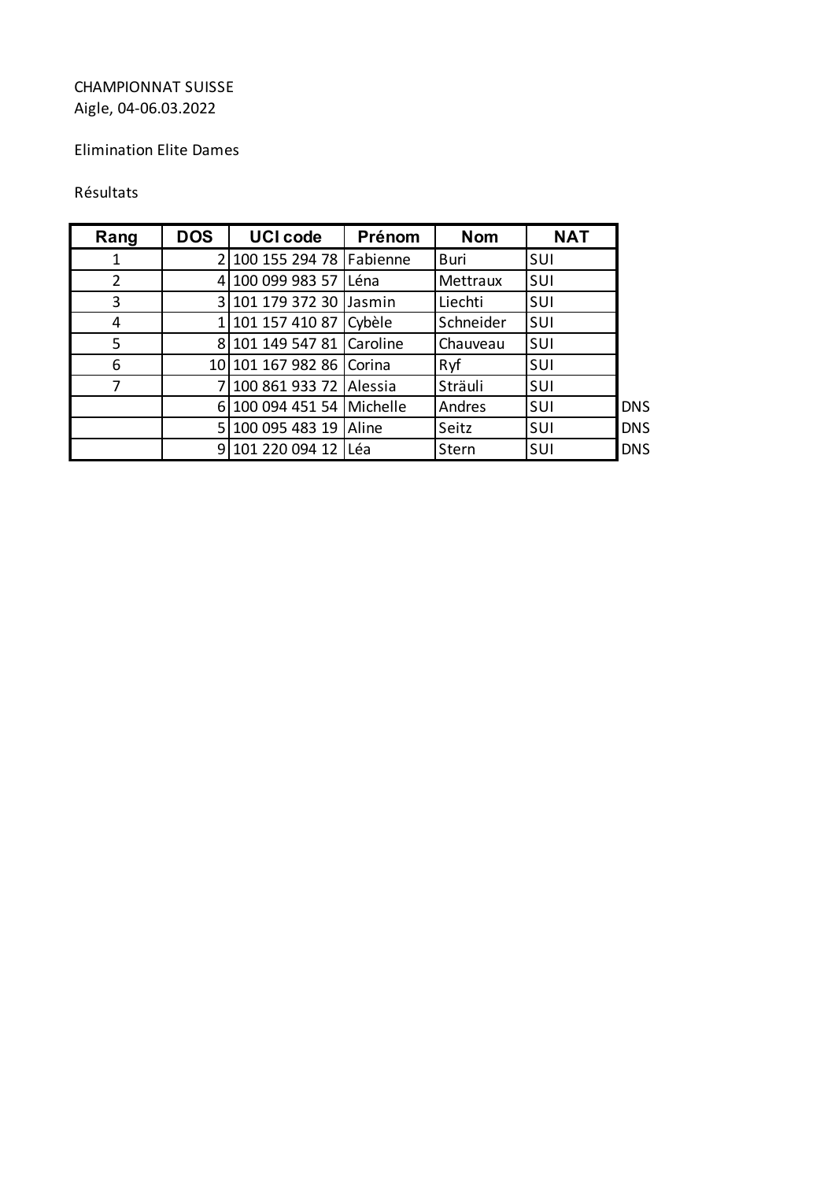CHAMPIONNAT SUISSE
Aigle, 04-06.03.2022

Elimination Elite Dames

Résultats

| Rang | DOS | UCI code | Prénom | Nom | NAT | |
|---|---|---|---|---|---|---|
| 1 | 2 | 100 155 294 78 | Fabienne | Buri | SUI | |
| 2 | 4 | 100 099 983 57 | Léna | Mettraux | SUI | |
| 3 | 3 | 101 179 372 30 | Jasmin | Liechti | SUI | |
| 4 | 1 | 101 157 410 87 | Cybèle | Schneider | SUI | |
| 5 | 8 | 101 149 547 81 | Caroline | Chauveau | SUI | |
| 6 | 10 | 101 167 982 86 | Corina | Ryf | SUI | |
| 7 | 7 | 100 861 933 72 | Alessia | Sträuli | SUI | |
| | 6 | 100 094 451 54 | Michelle | Andres | SUI | DNS |
| | 5 | 100 095 483 19 | Aline | Seitz | SUI | DNS |
| | 9 | 101 220 094 12 | Léa | Stern | SUI | DNS |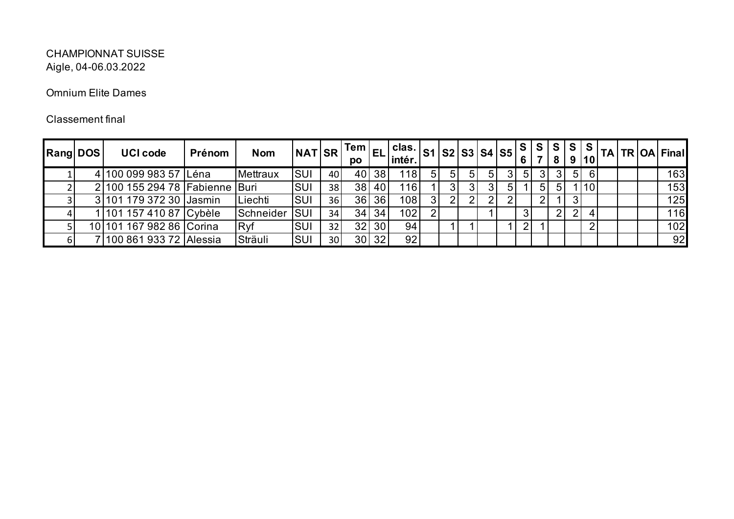CHAMPIONNAT SUISSE
Aigle, 04-06.03.2022

Omnium Elite Dames

Classement final

| Rang | DOS | UCI code | Prénom | Nom | NAT | SR | Tempo | EL | clas. intér. | S1 | S2 | S3 | S4 | S5 | S 6 | S 7 | S 8 | S 9 | S 10 | TA | TR | OA | Final |
|---|---|---|---|---|---|---|---|---|---|---|---|---|---|---|---|---|---|---|---|---|---|---|---|
| 1 | 4 | 100 099 983 57 | Léna | Mettraux | SUI | 40 | 40 | 38 | 118 | 5 | 5 | 5 | 5 | 3 | 5 | 3 | 3 | 5 | 6 | | | | 163 |
| 2 | 2 | 100 155 294 78 | Fabienne | Buri | SUI | 38 | 38 | 40 | 116 | 1 | 3 | 3 | 3 | 5 | 1 | 5 | 5 | 1 | 10 | | | | 153 |
| 3 | 3 | 101 179 372 30 | Jasmin | Liechti | SUI | 36 | 36 | 36 | 108 | 3 | 2 | 2 | 2 | 2 | | 2 | 1 | 3 | | | | | 125 |
| 4 | 1 | 101 157 410 87 | Cybèle | Schneider | SUI | 34 | 34 | 34 | 102 | 2 | | | 1 | | 3 | | 2 | 2 | 4 | | | | 116 |
| 5 | 10 | 101 167 982 86 | Corina | Ryf | SUI | 32 | 32 | 30 | 94 | | 1 | 1 | | 1 | 2 | 1 | | | 2 | | | | 102 |
| 6 | 7 | 100 861 933 72 | Alessia | Sträuli | SUI | 30 | 30 | 32 | 92 | | | | | | | | | | | | | | 92 |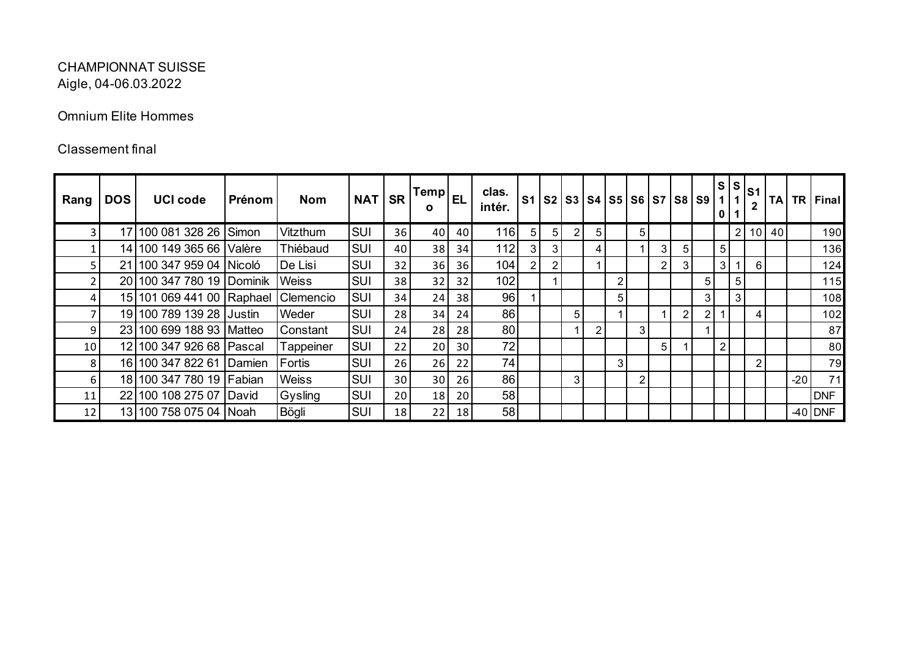CHAMPIONNAT SUISSE
Aigle, 04-06.03.2022

Omnium Elite Hommes

Classement final

| Rang | DOS | UCI code | Prénom | Nom | NAT | SR | Tempo | EL | clas. intér. | S1 | S2 | S3 | S4 | S5 | S6 | S7 | S8 | S9 | S10 | S11 | S12 | TA | TR | Final |
|---|---|---|---|---|---|---|---|---|---|---|---|---|---|---|---|---|---|---|---|---|---|---|---|---|
| 3 | 17 | 100 081 328 26 | Simon | Vitzthum | SUI | 36 | 40 | 40 | 116 | 5 | 5 | 2 | 5 | | 5 | | | | | 2 | 10 | 40 | | 190 |
| 1 | 14 | 100 149 365 66 | Valère | Thiébaud | SUI | 40 | 38 | 34 | 112 | 3 | 3 | | 4 | | 1 | 3 | 5 | | 5 | | | | | 136 |
| 5 | 21 | 100 347 959 04 | Nicoló | De Lisi | SUI | 32 | 36 | 36 | 104 | 2 | 2 | | 1 | | | 2 | 3 | | 3 | 1 | 6 | | | 124 |
| 2 | 20 | 100 347 780 19 | Dominik | Weiss | SUI | 38 | 32 | 32 | 102 | | 1 | | | 2 | | | | 5 | | 5 | | | | 115 |
| 4 | 15 | 101 069 441 00 | Raphael | Clemencio | SUI | 34 | 24 | 38 | 96 | 1 | | | | 5 | | | | 3 | | 3 | | | | 108 |
| 7 | 19 | 100 789 139 28 | Justin | Weder | SUI | 28 | 34 | 24 | 86 | | | 5 | | 1 | | 1 | 2 | 2 | 1 | | 4 | | | 102 |
| 9 | 23 | 100 699 188 93 | Matteo | Constant | SUI | 24 | 28 | 28 | 80 | | | 1 | 2 | | 3 | | | 1 | | | | | | 87 |
| 10 | 12 | 100 347 926 68 | Pascal | Tappeiner | SUI | 22 | 20 | 30 | 72 | | | | | | | 5 | 1 | | 2 | | | | | 80 |
| 8 | 16 | 100 347 822 61 | Damien | Fortis | SUI | 26 | 26 | 22 | 74 | | | | | 3 | | | | | | | 2 | | | 79 |
| 6 | 18 | 100 347 780 19 | Fabian | Weiss | SUI | 30 | 30 | 26 | 86 | | | 3 | | | 2 | | | | | | | | -20 | 71 |
| 11 | 22 | 100 108 275 07 | David | Gysling | SUI | 20 | 18 | 20 | 58 | | | | | | | | | | | | | | | DNF |
| 12 | 13 | 100 758 075 04 | Noah | Bögli | SUI | 18 | 22 | 18 | 58 | | | | | | | | | | | | | | -40 | DNF |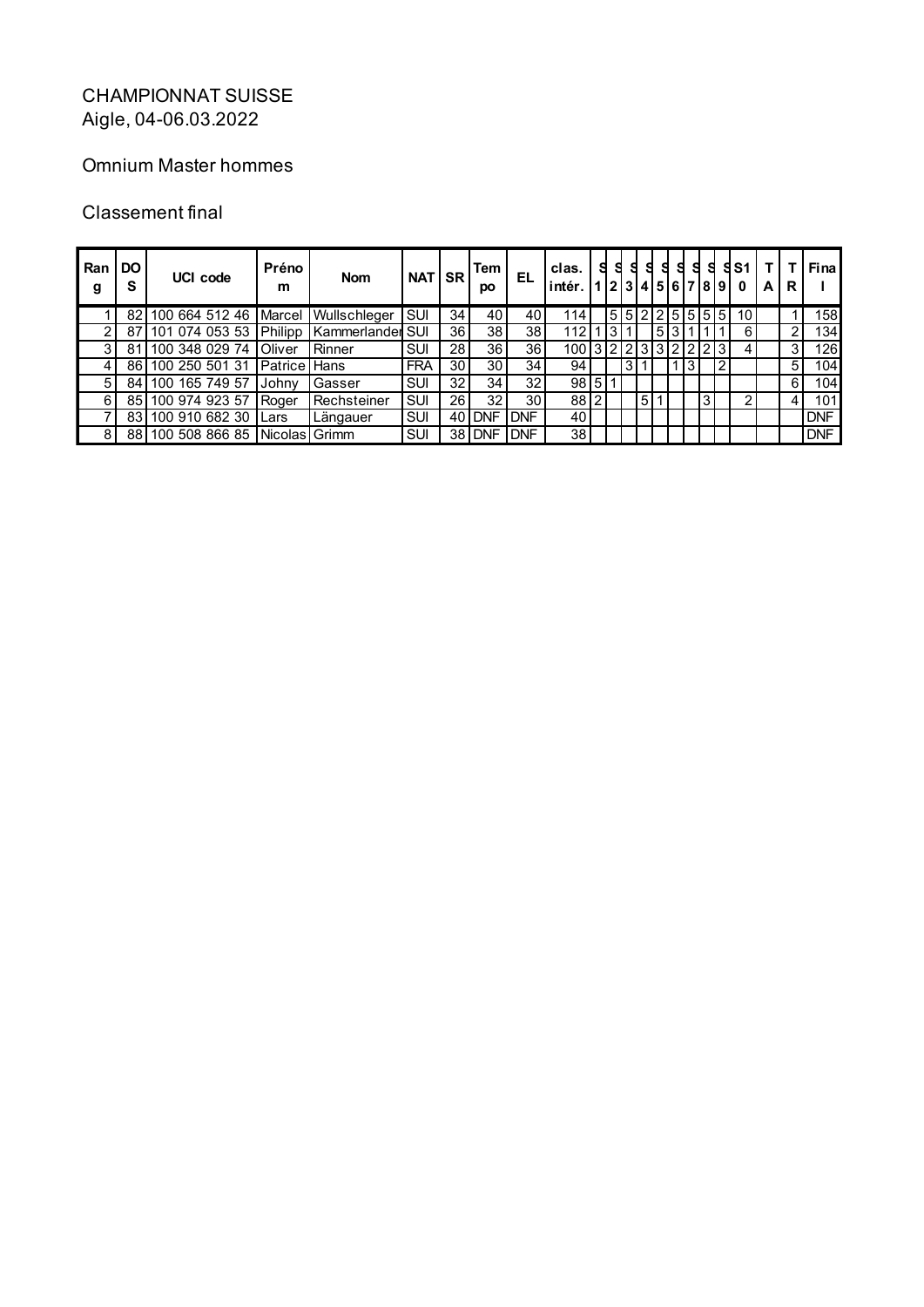CHAMPIONNAT SUISSE
Aigle, 04-06.03.2022

Omnium Master hommes

Classement final

| Rang | DOS | UCI code | Prénom | Nom | NAT | SR | Tempo | EL | clas. intér. | S1 | S2 | S3 | S4 | S5 | S6 | S7 | S8 | S9 | S10 | TA | TR | Final |
|---|---|---|---|---|---|---|---|---|---|---|---|---|---|---|---|---|---|---|---|---|---|---|
| 1 | 82 | 100 664 512 46 | Marcel | Wullschleger | SUI | 34 | 40 | 40 | 114 | | 5 | 5 | 2 | 2 | 5 | 5 | 5 | 5 | 10 | | 1 | 158 |
| 2 | 87 | 101 074 053 53 | Philipp | Kammerlander | SUI | 36 | 38 | 38 | 112 | 1 | 3 | 1 | | 5 | 3 | 1 | 1 | 1 | 6 | | 2 | 134 |
| 3 | 81 | 100 348 029 74 | Oliver | Rinner | SUI | 28 | 36 | 36 | 100 | 3 | 2 | 2 | 3 | 3 | 2 | 2 | 2 | 3 | 4 | | 3 | 126 |
| 4 | 86 | 100 250 501 31 | Patrice | Hans | FRA | 30 | 30 | 34 | 94 | | | 3 | 1 | | 1 | 3 | | 2 | | | 5 | 104 |
| 5 | 84 | 100 165 749 57 | Johny | Gasser | SUI | 32 | 34 | 32 | 98 | 5 | 1 | | | | | | | | | | 6 | 104 |
| 6 | 85 | 100 974 923 57 | Roger | Rechsteiner | SUI | 26 | 32 | 30 | 88 | 2 | | | | 5 | 1 | | 3 | | 2 | | 4 | 101 |
| 7 | 83 | 100 910 682 30 | Lars | Längauer | SUI | 40 | DNF | DNF | 40 | | | | | | | | | | | | | DNF |
| 8 | 88 | 100 508 866 85 | Nicolas | Grimm | SUI | 38 | DNF | DNF | 38 | | | | | | | | | | | | | DNF |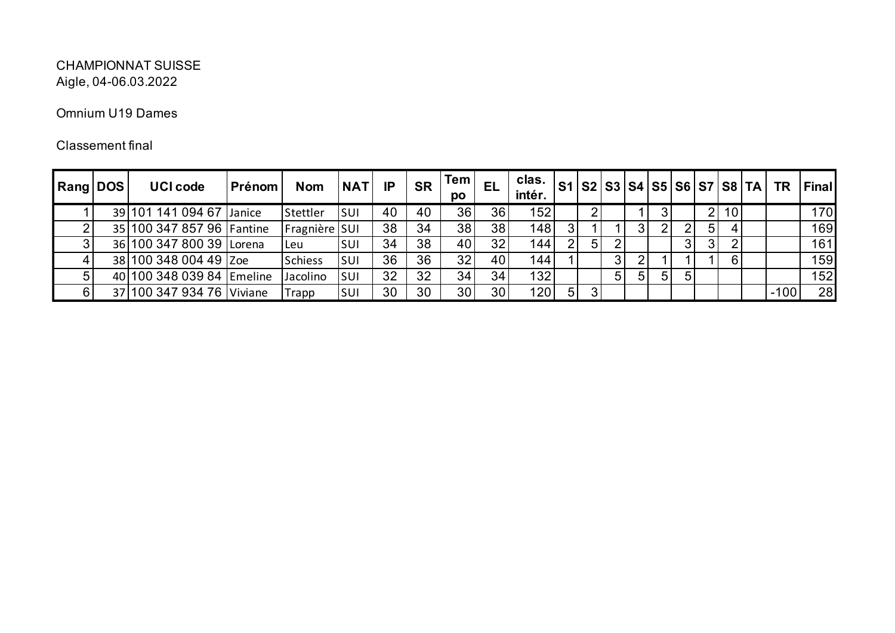CHAMPIONNAT SUISSE
Aigle, 04-06.03.2022

Omnium U19 Dames

Classement final

| Rang | DOS | UCI code | Prénom | Nom | NAT | IP | SR | Tempo | EL | clas. intér. | S1 | S2 | S3 | S4 | S5 | S6 | S7 | S8 | TA | TR | Final |
|---|---|---|---|---|---|---|---|---|---|---|---|---|---|---|---|---|---|---|---|---|---|
| 1 | 39 | 101 141 094 67 | Janice | Stettler | SUI | 40 | 40 | 36 | 36 | 152 | | 2 | | 1 | 3 | | 2 | 10 | | | 170 |
| 2 | 35 | 100 347 857 96 | Fantine | Fragnière | SUI | 38 | 34 | 38 | 38 | 148 | 3 | 1 | 1 | 3 | 2 | 2 | 5 | 4 | | | 169 |
| 3 | 36 | 100 347 800 39 | Lorena | Leu | SUI | 34 | 38 | 40 | 32 | 144 | 2 | 5 | 2 | | | 3 | 3 | 2 | | | 161 |
| 4 | 38 | 100 348 004 49 | Zoe | Schiess | SUI | 36 | 36 | 32 | 40 | 144 | 1 | | 3 | 2 | 1 | 1 | 1 | 6 | | | 159 |
| 5 | 40 | 100 348 039 84 | Emeline | Jacolino | SUI | 32 | 32 | 34 | 34 | 132 | | | 5 | 5 | 5 | 5 | | | | | 152 |
| 6 | 37 | 100 347 934 76 | Viviane | Trapp | SUI | 30 | 30 | 30 | 30 | 120 | 5 | 3 | | | | | | | | -100 | 28 |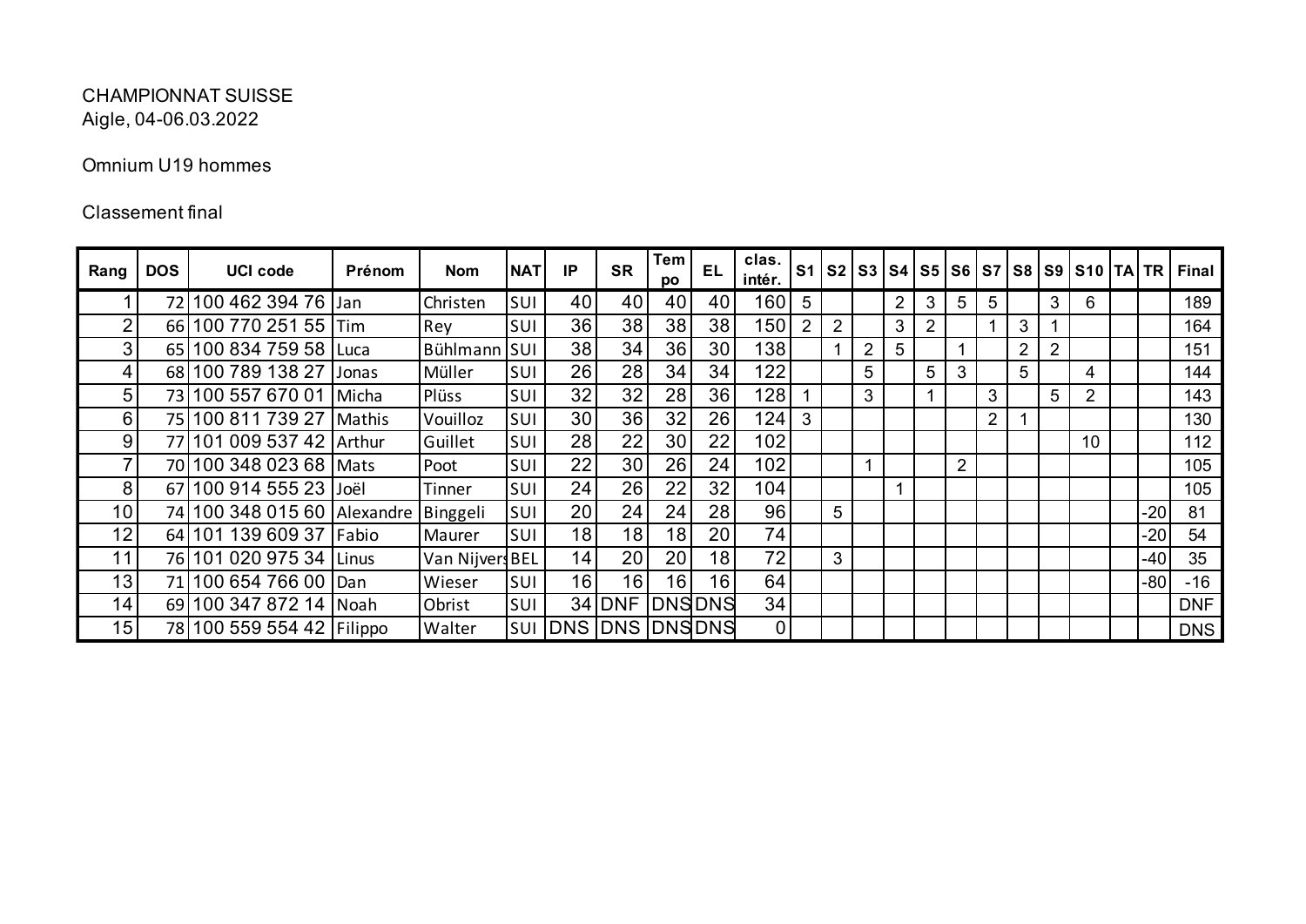CHAMPIONNAT SUISSE
Aigle, 04-06.03.2022

Omnium U19 hommes

Classement final

| Rang | DOS | UCI code | Prénom | Nom | NAT | IP | SR | Tempo | EL | clas. intér. | S1 | S2 | S3 | S4 | S5 | S6 | S7 | S8 | S9 | S10 | TA | TR | Final |
|---|---|---|---|---|---|---|---|---|---|---|---|---|---|---|---|---|---|---|---|---|---|---|---|
| 1 | 72 | 100 462 394 76 | Jan | Christen | SUI | 40 | 40 | 40 | 40 | 160 | 5 | | | 2 | 3 | 5 | 5 | | 3 | 6 | | | 189 |
| 2 | 66 | 100 770 251 55 | Tim | Rey | SUI | 36 | 38 | 38 | 38 | 150 | 2 | 2 | | 3 | 2 | | 1 | 3 | 1 | | | | 164 |
| 3 | 65 | 100 834 759 58 | Luca | Bühlmann | SUI | 38 | 34 | 36 | 30 | 138 | | 1 | 2 | 5 | | 1 | | 2 | 2 | | | | 151 |
| 4 | 68 | 100 789 138 27 | Jonas | Müller | SUI | 26 | 28 | 34 | 34 | 122 | | | 5 | | 5 | 3 | | 5 | | 4 | | | 144 |
| 5 | 73 | 100 557 670 01 | Micha | Plüss | SUI | 32 | 32 | 28 | 36 | 128 | 1 | | 3 | | 1 | | 3 | | 5 | 2 | | | 143 |
| 6 | 75 | 100 811 739 27 | Mathis | Vouilloz | SUI | 30 | 36 | 32 | 26 | 124 | 3 | | | | | | 2 | 1 | | | | | 130 |
| 9 | 77 | 101 009 537 42 | Arthur | Guillet | SUI | 28 | 22 | 30 | 22 | 102 | | | | | | | | | | 10 | | | 112 |
| 7 | 70 | 100 348 023 68 | Mats | Poot | SUI | 22 | 30 | 26 | 24 | 102 | | | 1 | | | 2 | | | | | | | 105 |
| 8 | 67 | 100 914 555 23 | Joël | Tinner | SUI | 24 | 26 | 22 | 32 | 104 | | | | 1 | | | | | | | | | 105 |
| 10 | 74 | 100 348 015 60 | Alexandre | Binggeli | SUI | 20 | 24 | 24 | 28 | 96 | | 5 | | | | | | | | | | -20 | 81 |
| 12 | 64 | 101 139 609 37 | Fabio | Maurer | SUI | 18 | 18 | 18 | 20 | 74 | | | | | | | | | | | | -20 | 54 |
| 11 | 76 | 101 020 975 34 | Linus | Van Nijvers | BEL | 14 | 20 | 20 | 18 | 72 | | 3 | | | | | | | | | | -40 | 35 |
| 13 | 71 | 100 654 766 00 | Dan | Wieser | SUI | 16 | 16 | 16 | 16 | 64 | | | | | | | | | | | | -80 | -16 |
| 14 | 69 | 100 347 872 14 | Noah | Obrist | SUI | 34 | DNF | DNS | DNS | 34 | | | | | | | | | | | | | DNF |
| 15 | 78 | 100 559 554 42 | Filippo | Walter | SUI | DNS | DNS | DNS | DNS | 0 | | | | | | | | | | | | | DNS |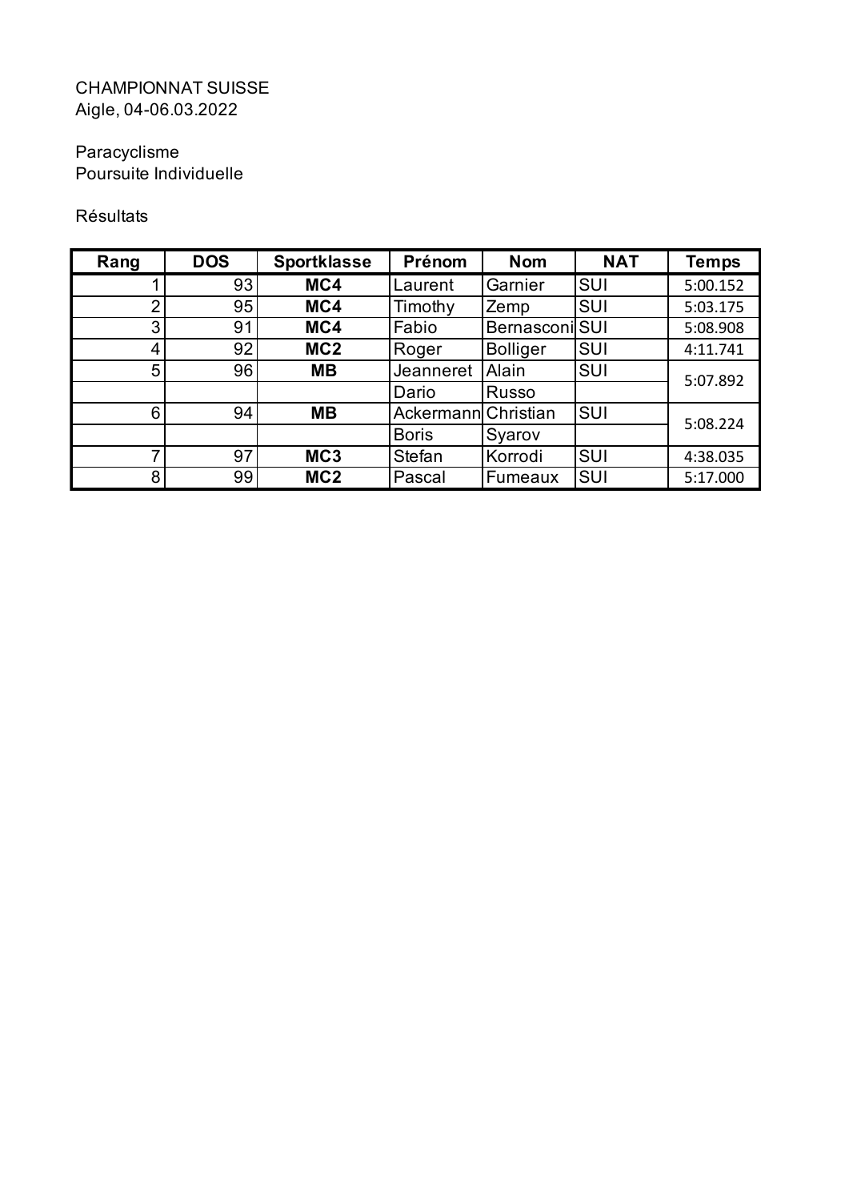CHAMPIONNAT SUISSE
Aigle, 04-06.03.2022

Paracyclisme
Poursuite Individuelle

Résultats

| Rang | DOS | Sportklasse | Prénom | Nom | NAT | Temps |
|---|---|---|---|---|---|---|
| 1 | 93 | **MC4** | Laurent | Garnier | SUI | 5:00.152 |
| 2 | 95 | **MC4** | Timothy | Zemp | SUI | 5:03.175 |
| 3 | 91 | **MC4** | Fabio | Bernasconi | SUI | 5:08.908 |
| 4 | 92 | **MC2** | Roger | Bolliger | SUI | 4:11.741 |
| 5 | 96 | **MB** | Jeanneret | Alain | SUI | 5:07.892 |
| | | | Dario | Russo | | |
| 6 | 94 | **MB** | Ackermann | Christian | SUI | 5:08.224 |
| | | | Boris | Syarov | | |
| 7 | 97 | **MC3** | Stefan | Korrodi | SUI | 4:38.035 |
| 8 | 99 | **MC2** | Pascal | Fumeaux | SUI | 5:17.000 |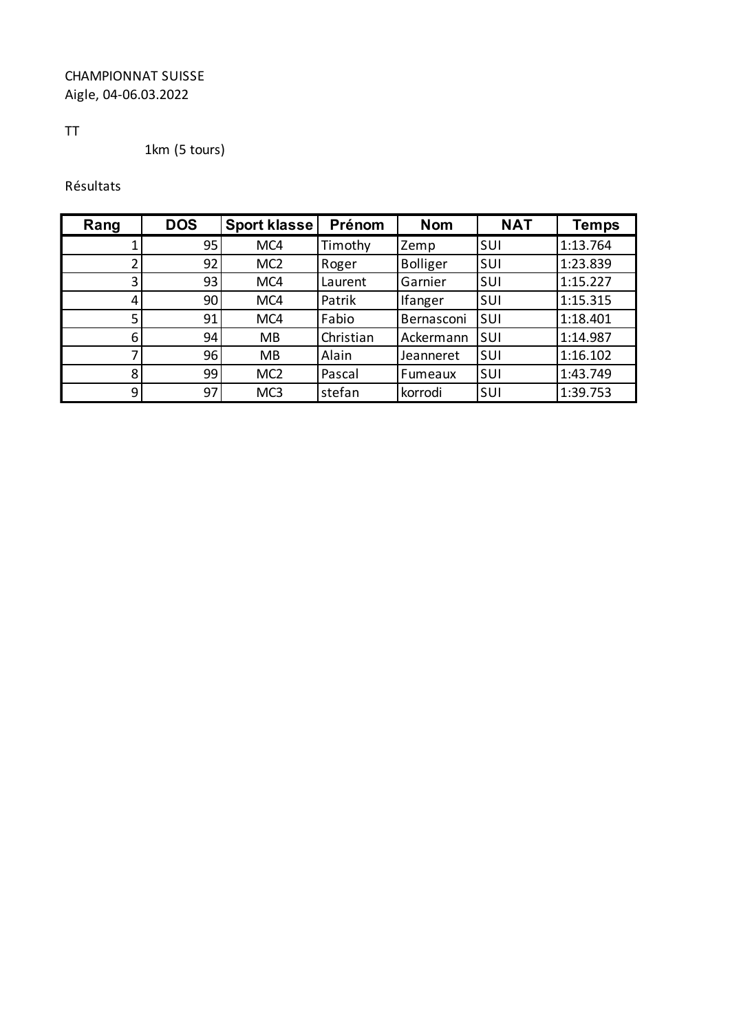CHAMPIONNAT SUISSE
Aigle, 04-06.03.2022

TT

1km (5 tours)

Résultats

| Rang | DOS | Sport klasse | Prénom | Nom | NAT | Temps |
|---|---|---|---|---|---|---|
| 1 | 95 | MC4 | Timothy | Zemp | SUI | 1:13.764 |
| 2 | 92 | MC2 | Roger | Bolliger | SUI | 1:23.839 |
| 3 | 93 | MC4 | Laurent | Garnier | SUI | 1:15.227 |
| 4 | 90 | MC4 | Patrik | Ifanger | SUI | 1:15.315 |
| 5 | 91 | MC4 | Fabio | Bernasconi | SUI | 1:18.401 |
| 6 | 94 | MB | Christian | Ackermann | SUI | 1:14.987 |
| 7 | 96 | MB | Alain | Jeanneret | SUI | 1:16.102 |
| 8 | 99 | MC2 | Pascal | Fumeaux | SUI | 1:43.749 |
| 9 | 97 | MC3 | stefan | korrodi | SUI | 1:39.753 |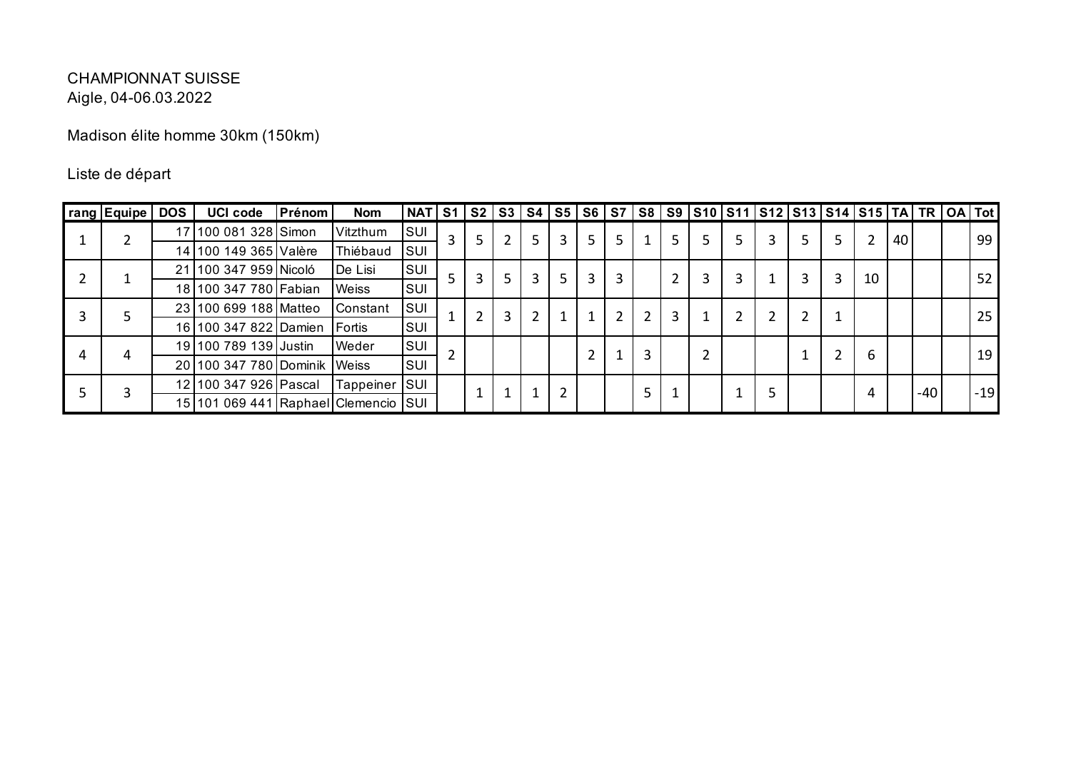CHAMPIONNAT SUISSE
Aigle, 04-06.03.2022

Madison élite homme 30km (150km)

Liste de départ

| rang | Equipe | DOS | UCI code | Prénom | Nom | NAT | S1 | S2 | S3 | S4 | S5 | S6 | S7 | S8 | S9 | S10 | S11 | S12 | S13 | S14 | S15 | TA | TR | OA | Tot |
|---|---|---|---|---|---|---|---|---|---|---|---|---|---|---|---|---|---|---|---|---|---|---|---|---|---|
| 1 | 2 | 17 | 100 081 328 | Simon | Vitzthum | SUI | 3 | 5 | 2 | 5 | 3 | 5 | 5 | 1 | 5 | 5 | 5 | 3 | 5 | 5 | 2 | 40 | | | 99 |
| | | 14 | 100 149 365 | Valère | Thiébaud | SUI | | | | | | | | | | | | | | | | | | | |
| 2 | 1 | 21 | 100 347 959 | Nicoló | De Lisi | SUI | 5 | 3 | 5 | 3 | 5 | 3 | 3 | | 2 | 3 | 3 | 1 | 3 | 3 | 10 | | | | 52 |
| | | 18 | 100 347 780 | Fabian | Weiss | SUI | | | | | | | | | | | | | | | | | | | |
| 3 | 5 | 23 | 100 699 188 | Matteo | Constant | SUI | 1 | 2 | 3 | 2 | 1 | 1 | 2 | 2 | 3 | 1 | 2 | 2 | 2 | 1 | | | | | 25 |
| | | 16 | 100 347 822 | Damien | Fortis | SUI | | | | | | | | | | | | | | | | | | | |
| 4 | 4 | 19 | 100 789 139 | Justin | Weder | SUI | 2 | | | | | 2 | 1 | 3 | | 2 | | | 1 | 2 | 6 | | | | 19 |
| | | 20 | 100 347 780 | Dominik | Weiss | SUI | | | | | | | | | | | | | | | | | | | |
| 5 | 3 | 12 | 100 347 926 | Pascal | Tappeiner | SUI | | 1 | 1 | 1 | 2 | | | 5 | 1 | | 1 | 5 | | | 4 | | -40 | | -19 |
| | | 15 | 101 069 441 | Raphael | Clemencio | SUI | | | | | | | | | | | | | | | | | | | |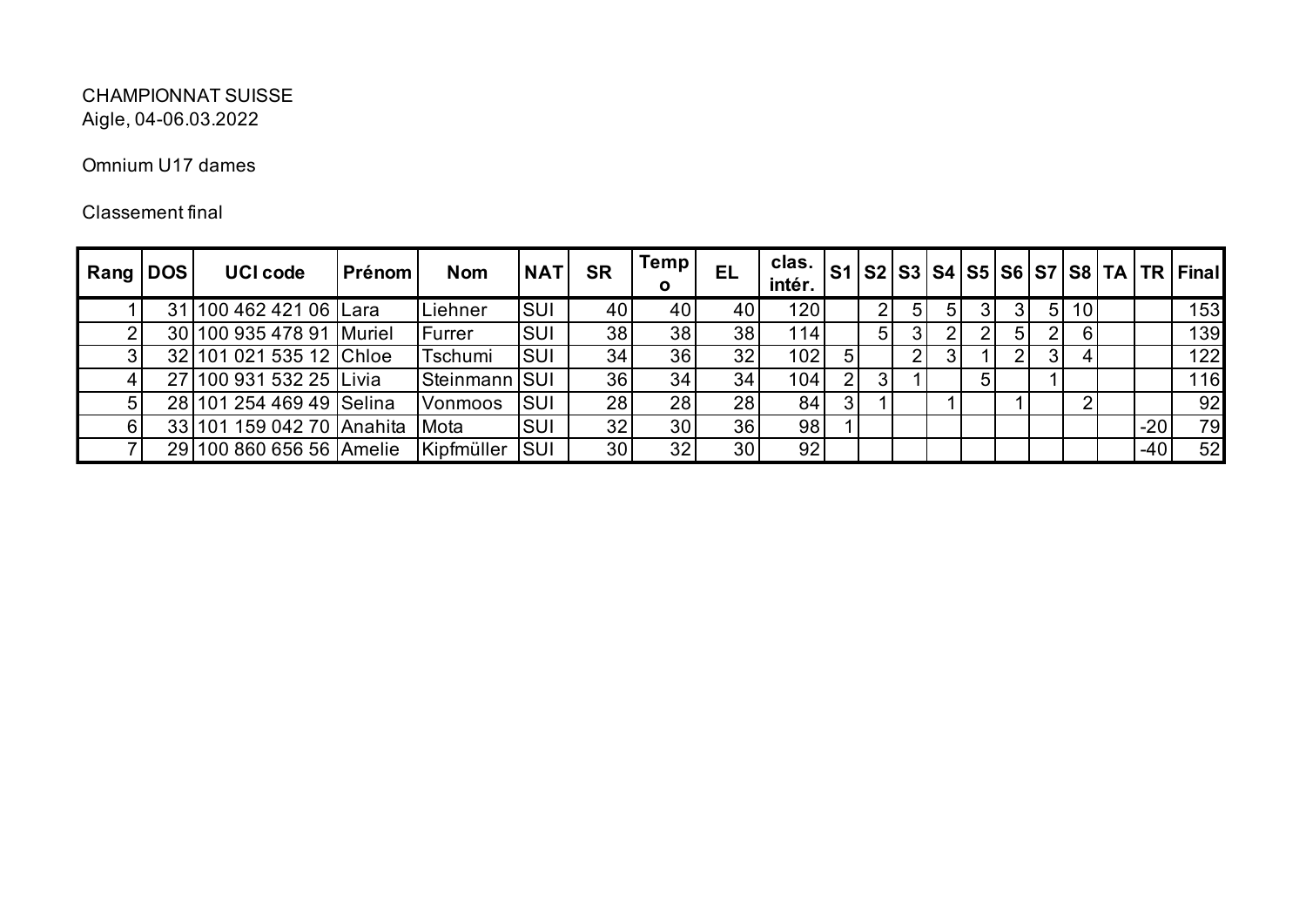CHAMPIONNAT SUISSE
Aigle, 04-06.03.2022

Omnium U17 dames

Classement final

| Rang | DOS | UCI code | Prénom | Nom | NAT | SR | Tempo | EL | clas. intér. | S1 | S2 | S3 | S4 | S5 | S6 | S7 | S8 | TA | TR | Final |
|---|---|---|---|---|---|---|---|---|---|---|---|---|---|---|---|---|---|---|---|---|
| 1 | 31 | 100 462 421 06 | Lara | Liehner | SUI | 40 | 40 | 40 | 120 | | 2 | 5 | 5 | 3 | 3 | 5 | 10 | | | 153 |
| 2 | 30 | 100 935 478 91 | Muriel | Furrer | SUI | 38 | 38 | 38 | 114 | | 5 | 3 | 2 | 2 | 5 | 2 | 6 | | | 139 |
| 3 | 32 | 101 021 535 12 | Chloe | Tschumi | SUI | 34 | 36 | 32 | 102 | 5 | | 2 | 3 | 1 | 2 | 3 | 4 | | | 122 |
| 4 | 27 | 100 931 532 25 | Livia | Steinmann | SUI | 36 | 34 | 34 | 104 | 2 | 3 | 1 | | 5 | | 1 | | | | 116 |
| 5 | 28 | 101 254 469 49 | Selina | Vonmoos | SUI | 28 | 28 | 28 | 84 | 3 | 1 | | 1 | | 1 | | 2 | | | 92 |
| 6 | 33 | 101 159 042 70 | Anahita | Mota | SUI | 32 | 30 | 36 | 98 | 1 | | | | | | | | | -20 | 79 |
| 7 | 29 | 100 860 656 56 | Amelie | Kipfmüller | SUI | 30 | 32 | 30 | 92 | | | | | | | | | | -40 | 52 |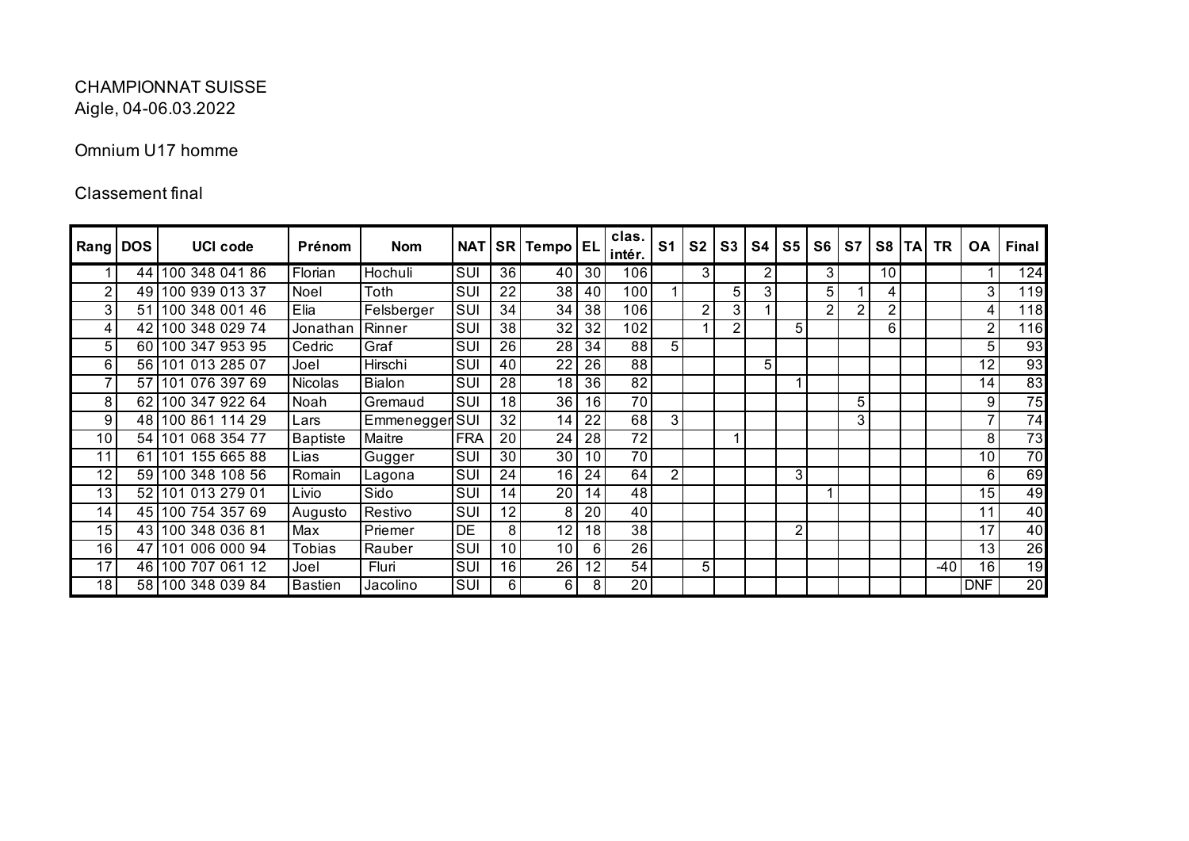CHAMPIONNAT SUISSE
Aigle, 04-06.03.2022

Omnium U17 homme

Classement final

| Rang | DOS | UCI code | Prénom | Nom | NAT | SR | Tempo | EL | clas. intér. | S1 | S2 | S3 | S4 | S5 | S6 | S7 | S8 | TA | TR | OA | Final |
|---|---|---|---|---|---|---|---|---|---|---|---|---|---|---|---|---|---|---|---|---|---|
| 1 | 44 | 100 348 041 86 | Florian | Hochuli | SUI | 36 | 40 | 30 | 106 | | 3 | | 2 | | 3 | | 10 | | | 1 | 124 |
| 2 | 49 | 100 939 013 37 | Noel | Toth | SUI | 22 | 38 | 40 | 100 | 1 | | 5 | 3 | | 5 | 1 | 4 | | | 3 | 119 |
| 3 | 51 | 100 348 001 46 | Elia | Felsberger | SUI | 34 | 34 | 38 | 106 | | 2 | 3 | 1 | | 2 | 2 | 2 | | | 4 | 118 |
| 4 | 42 | 100 348 029 74 | Jonathan | Rinner | SUI | 38 | 32 | 32 | 102 | | 1 | 2 | | 5 | | | 6 | | | 2 | 116 |
| 5 | 60 | 100 347 953 95 | Cedric | Graf | SUI | 26 | 28 | 34 | 88 | 5 | | | | | | | | | | 5 | 93 |
| 6 | 56 | 101 013 285 07 | Joel | Hirschi | SUI | 40 | 22 | 26 | 88 | | | | 5 | | | | | | | 12 | 93 |
| 7 | 57 | 101 076 397 69 | Nicolas | Bialon | SUI | 28 | 18 | 36 | 82 | | | | | 1 | | | | | | 14 | 83 |
| 8 | 62 | 100 347 922 64 | Noah | Gremaud | SUI | 18 | 36 | 16 | 70 | | | | | | | 5 | | | | 9 | 75 |
| 9 | 48 | 100 861 114 29 | Lars | Emmenegger | SUI | 32 | 14 | 22 | 68 | 3 | | | | | | 3 | | | | 7 | 74 |
| 10 | 54 | 101 068 354 77 | Baptiste | Maitre | FRA | 20 | 24 | 28 | 72 | | | 1 | | | | | | | | 8 | 73 |
| 11 | 61 | 101 155 665 88 | Lias | Gugger | SUI | 30 | 30 | 10 | 70 | | | | | | | | | | | 10 | 70 |
| 12 | 59 | 100 348 108 56 | Romain | Lagona | SUI | 24 | 16 | 24 | 64 | 2 | | | | 3 | | | | | | 6 | 69 |
| 13 | 52 | 101 013 279 01 | Livio | Sido | SUI | 14 | 20 | 14 | 48 | | | | | | 1 | | | | | 15 | 49 |
| 14 | 45 | 100 754 357 69 | Augusto | Restivo | SUI | 12 | 8 | 20 | 40 | | | | | | | | | | | 11 | 40 |
| 15 | 43 | 100 348 036 81 | Max | Priemer | DE | 8 | 12 | 18 | 38 | | | | | 2 | | | | | | 17 | 40 |
| 16 | 47 | 101 006 000 94 | Tobias | Rauber | SUI | 10 | 10 | 6 | 26 | | | | | | | | | | | 13 | 26 |
| 17 | 46 | 100 707 061 12 | Joel | Fluri | SUI | 16 | 26 | 12 | 54 | | 5 | | | | | | | | -40 | 16 | 19 |
| 18 | 58 | 100 348 039 84 | Bastien | Jacolino | SUI | 6 | 6 | 8 | 20 | | | | | | | | | | | DNF | 20 |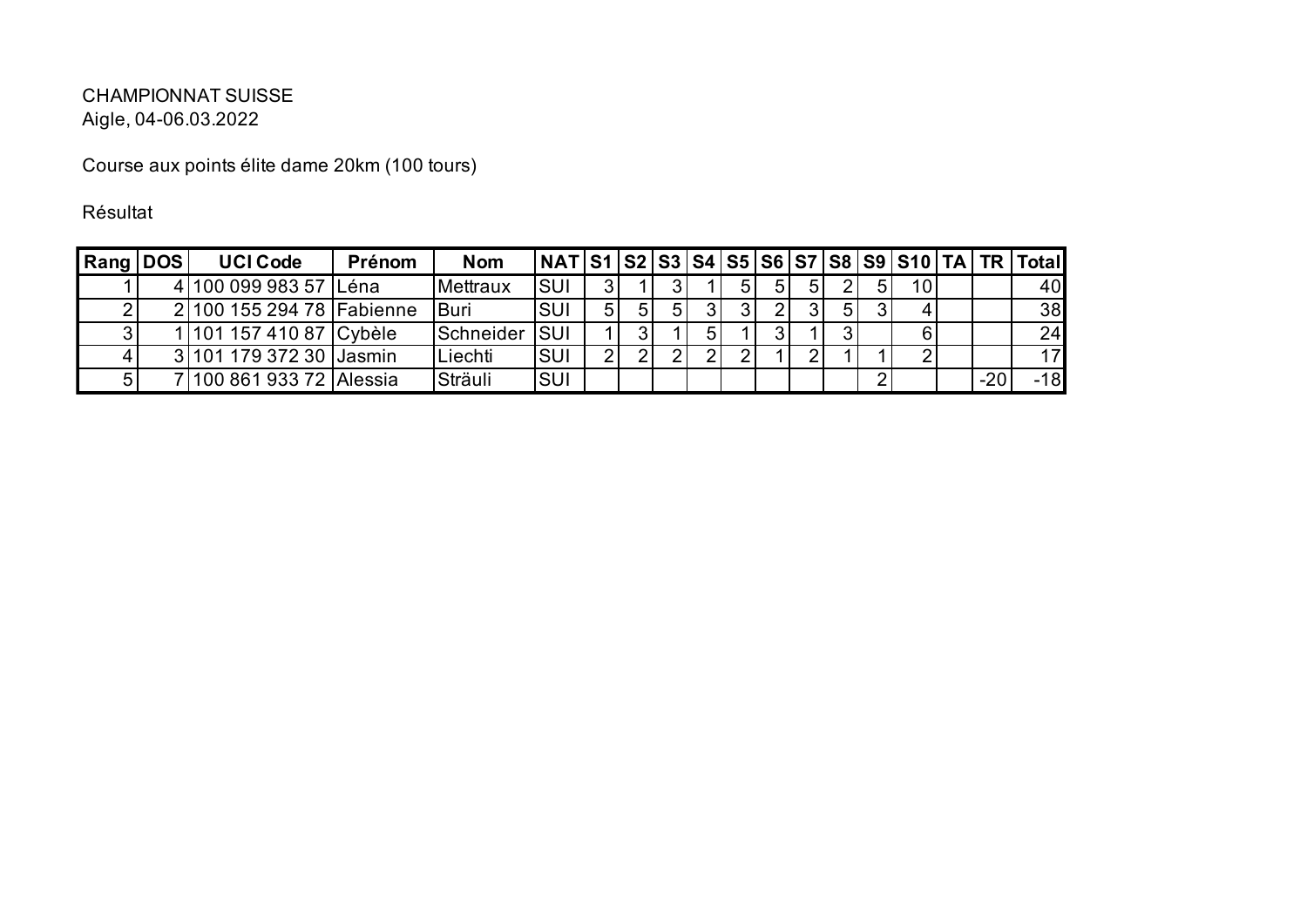CHAMPIONNAT SUISSE
Aigle, 04-06.03.2022

Course aux points élite dame 20km (100 tours)

Résultat

| Rang | DOS | UCI Code | Prénom | Nom | NAT | S1 | S2 | S3 | S4 | S5 | S6 | S7 | S8 | S9 | S10 | TA | TR | Total |
|---|---|---|---|---|---|---|---|---|---|---|---|---|---|---|---|---|---|---|
| 1 | 4 | 100 099 983 57 | Léna | Mettraux | SUI | 3 | 1 | 3 | 1 | 5 | 5 | 5 | 2 | 5 | 10 | | | 40 |
| 2 | 2 | 100 155 294 78 | Fabienne | Buri | SUI | 5 | 5 | 5 | 3 | 3 | 2 | 3 | 5 | 3 | 4 | | | 38 |
| 3 | 1 | 101 157 410 87 | Cybèle | Schneider | SUI | 1 | 3 | 1 | 5 | 1 | 3 | 1 | 3 | | 6 | | | 24 |
| 4 | 3 | 101 179 372 30 | Jasmin | Liechti | SUI | 2 | 2 | 2 | 2 | 2 | 1 | 2 | 1 | 1 | 2 | | | 17 |
| 5 | 7 | 100 861 933 72 | Alessia | Sträuli | SUI | | | | | | | | | 2 | | | -20 | -18 |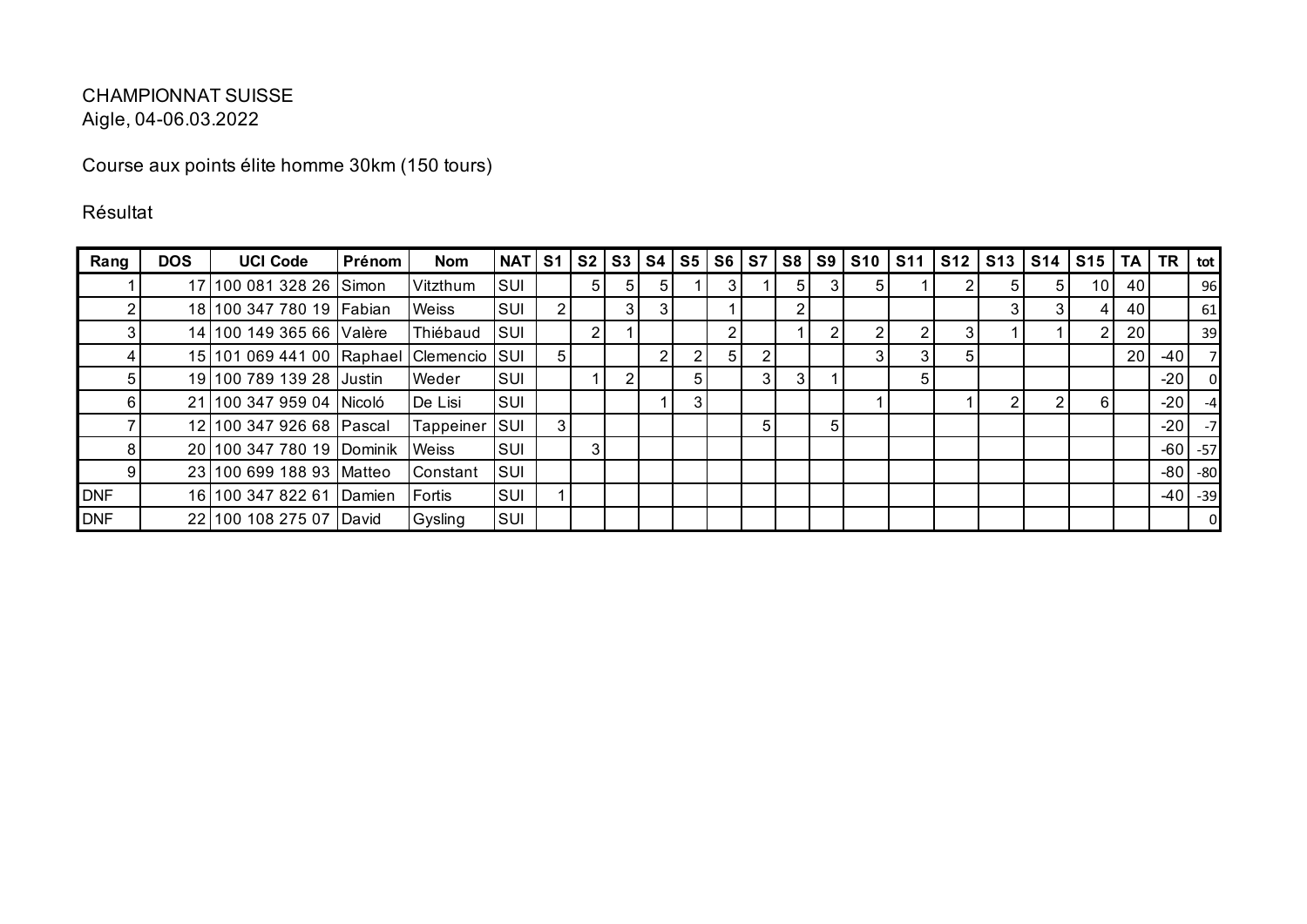CHAMPIONNAT SUISSE
Aigle, 04-06.03.2022

Course aux points élite homme 30km (150 tours)

Résultat

| Rang | DOS | UCI Code | Prénom | Nom | NAT | S1 | S2 | S3 | S4 | S5 | S6 | S7 | S8 | S9 | S10 | S11 | S12 | S13 | S14 | S15 | TA | TR | tot |
|---|---|---|---|---|---|---|---|---|---|---|---|---|---|---|---|---|---|---|---|---|---|---|---|
| 1 | 17 | 100 081 328 26 | Simon | Vitzthum | SUI | | 5 | 5 | 5 | 1 | 3 | 1 | 5 | 3 | 5 | 1 | 2 | 5 | 5 | 10 | 40 | | 96 |
| 2 | 18 | 100 347 780 19 | Fabian | Weiss | SUI | 2 | | 3 | 3 | | 1 | | 2 | | | | | 3 | 3 | 4 | 40 | | 61 |
| 3 | 14 | 100 149 365 66 | Valère | Thiébaud | SUI | | 2 | 1 | | | 2 | | 1 | 2 | 2 | 2 | 3 | 1 | 1 | 2 | 20 | | 39 |
| 4 | 15 | 101 069 441 00 | Raphael | Clemencio | SUI | 5 | | | 2 | 2 | 5 | 2 | | | 3 | 3 | 5 | | | | 20 | -40 | 7 |
| 5 | 19 | 100 789 139 28 | Justin | Weder | SUI | | 1 | 2 | | 5 | | 3 | 3 | 1 | | 5 | | | | | | -20 | 0 |
| 6 | 21 | 100 347 959 04 | Nicoló | De Lisi | SUI | | | | 1 | 3 | | | | | 1 | | 1 | 2 | 2 | 6 | | -20 | -4 |
| 7 | 12 | 100 347 926 68 | Pascal | Tappeiner | SUI | 3 | | | | | | 5 | | 5 | | | | | | | | -20 | -7 |
| 8 | 20 | 100 347 780 19 | Dominik | Weiss | SUI | | 3 | | | | | | | | | | | | | | | -60 | -57 |
| 9 | 23 | 100 699 188 93 | Matteo | Constant | SUI | | | | | | | | | | | | | | | | | -80 | -80 |
| DNF | 16 | 100 347 822 61 | Damien | Fortis | SUI | 1 | | | | | | | | | | | | | | | | -40 | -39 |
| DNF | 22 | 100 108 275 07 | David | Gysling | SUI | | | | | | | | | | | | | | | | | | 0 |